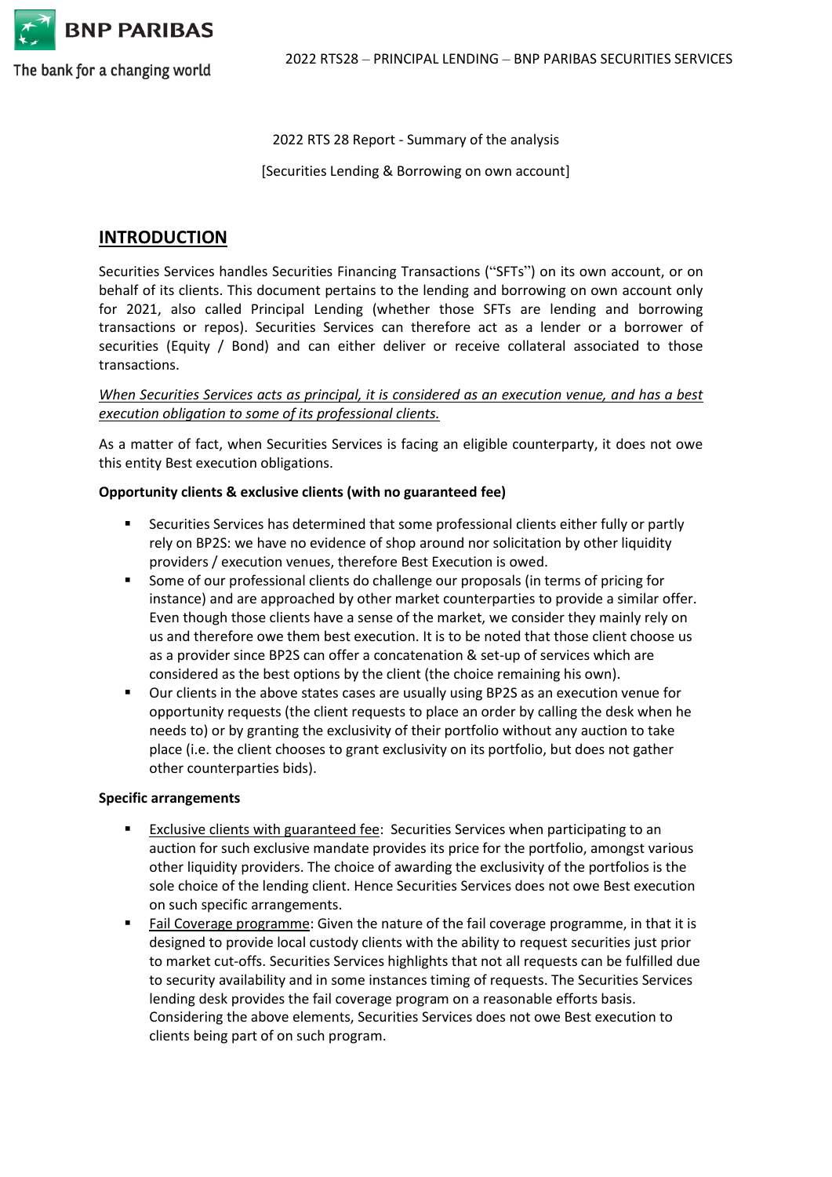2022 RTS 28 Report - Summary of the analysis

[Securities Lending & Borrowing on own account]

## INTRODUCTION

Securities Services handles Securities Financing Transactions ("SFTs") on its own account, or on behalf of its clients. This document pertains to the lending and borrowing on own account only for 2021, also called Principal Lending (whether those SFTs are lending and borrowing transactions or repos). Securities Services can therefore act as a lender or a borrower of securities (Equity / Bond) and can either deliver or receive collateral associated to those transactions.

*When Securities Services acts as principal, it is considered as an execution venue, and has a best execution obligation to some of its professional clients.*

As a matter of fact, when Securities Services is facing an eligible counterparty, it does not owe this entity Best execution obligations.

**Opportunity clients & exclusive clients (with no guaranteed fee)**

- Securities Services has determined that some professional clients either fully or partly rely on BP2S: we have no evidence of shop around nor solicitation by other liquidity providers / execution venues, therefore Best Execution is owed.
- Some of our professional clients do challenge our proposals (in terms of pricing for instance) and are approached by other market counterparties to provide a similar offer. Even though those clients have a sense of the market, we consider they mainly rely on us and therefore owe them best execution. It is to be noted that those client choose us as a provider since BP2S can offer a concatenation & set-up of services which are considered as the best options by the client (the choice remaining his own).
- Our clients in the above states cases are usually using BP2S as an execution venue for opportunity requests (the client requests to place an order by calling the desk when he needs to) or by granting the exclusivity of their portfolio without any auction to take place (i.e. the client chooses to grant exclusivity on its portfolio, but does not gather other counterparties bids).

**Specific arrangements**

- Exclusive clients with guaranteed fee: Securities Services when participating to an auction for such exclusive mandate provides its price for the portfolio, amongst various other liquidity providers. The choice of awarding the exclusivity of the portfolios is the sole choice of the lending client. Hence Securities Services does not owe Best execution on such specific arrangements.
- Fail Coverage programme: Given the nature of the fail coverage programme, in that it is designed to provide local custody clients with the ability to request securities just prior to market cut-offs. Securities Services highlights that not all requests can be fulfilled due to security availability and in some instances timing of requests. The Securities Services lending desk provides the fail coverage program on a reasonable efforts basis. Considering the above elements, Securities Services does not owe Best execution to clients being part of on such program.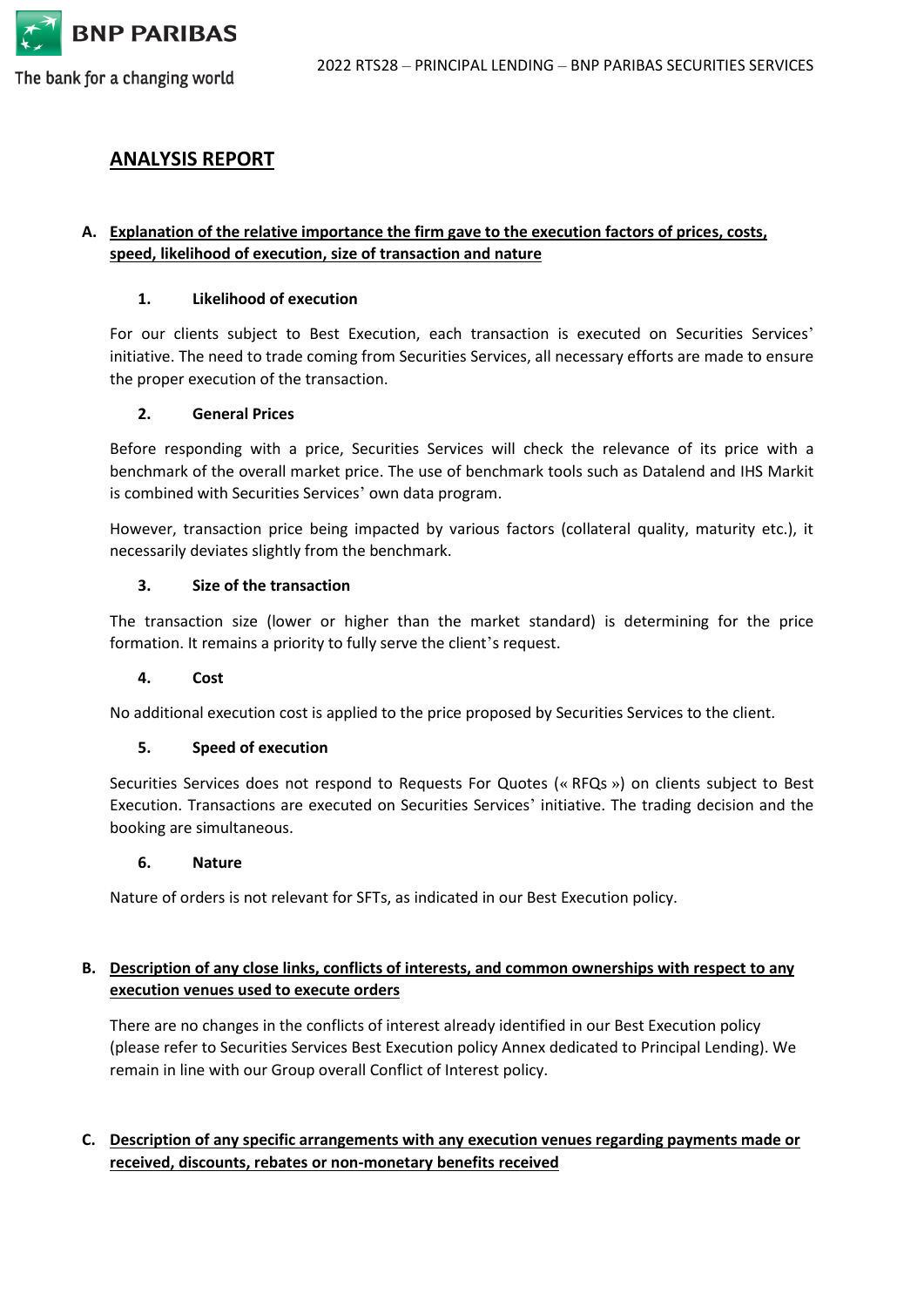## ANALYSIS REPORT

### A. Explanation of the relative importance the firm gave to the execution factors of prices, costs, speed, likelihood of execution, size of transaction and nature

#### 1. Likelihood of execution

For our clients subject to Best Execution, each transaction is executed on Securities Services' initiative. The need to trade coming from Securities Services, all necessary efforts are made to ensure the proper execution of the transaction.

#### 2. General Prices

Before responding with a price, Securities Services will check the relevance of its price with a benchmark of the overall market price. The use of benchmark tools such as Datalend and IHS Markit is combined with Securities Services' own data program.

However, transaction price being impacted by various factors (collateral quality, maturity etc.), it necessarily deviates slightly from the benchmark.

#### 3. Size of the transaction

The transaction size (lower or higher than the market standard) is determining for the price formation. It remains a priority to fully serve the client's request.

#### 4. Cost

No additional execution cost is applied to the price proposed by Securities Services to the client.

#### 5. Speed of execution

Securities Services does not respond to Requests For Quotes (« RFQs ») on clients subject to Best Execution. Transactions are executed on Securities Services' initiative. The trading decision and the booking are simultaneous.

#### 6. Nature

Nature of orders is not relevant for SFTs, as indicated in our Best Execution policy.

### B. Description of any close links, conflicts of interests, and common ownerships with respect to any execution venues used to execute orders

There are no changes in the conflicts of interest already identified in our Best Execution policy (please refer to Securities Services Best Execution policy Annex dedicated to Principal Lending). We remain in line with our Group overall Conflict of Interest policy.

### C. Description of any specific arrangements with any execution venues regarding payments made or received, discounts, rebates or non-monetary benefits received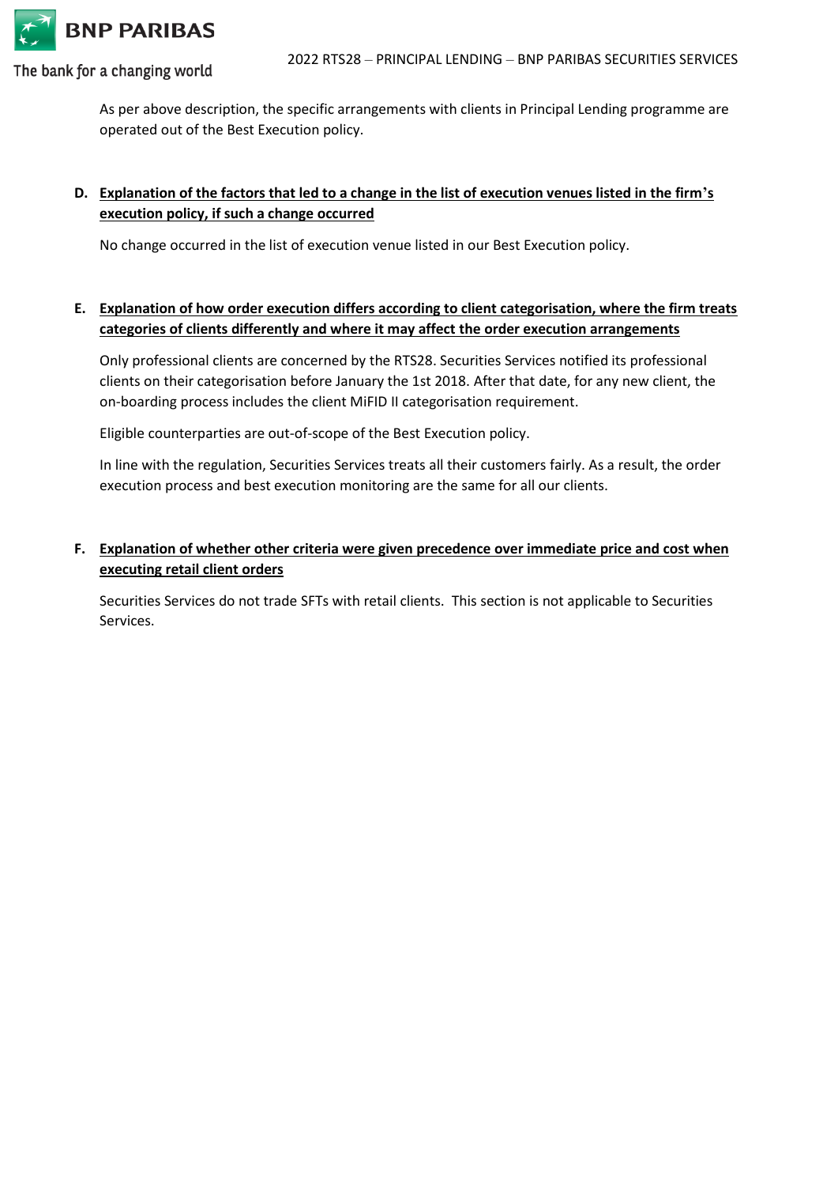As per above description, the specific arrangements with clients in Principal Lending programme are operated out of the Best Execution policy.

**D. Explanation of the factors that led to a change in the list of execution venues listed in the firm's execution policy, if such a change occurred**

No change occurred in the list of execution venue listed in our Best Execution policy.

**E. Explanation of how order execution differs according to client categorisation, where the firm treats categories of clients differently and where it may affect the order execution arrangements**

Only professional clients are concerned by the RTS28. Securities Services notified its professional clients on their categorisation before January the 1st 2018. After that date, for any new client, the on-boarding process includes the client MiFID II categorisation requirement.

Eligible counterparties are out-of-scope of the Best Execution policy.

In line with the regulation, Securities Services treats all their customers fairly. As a result, the order execution process and best execution monitoring are the same for all our clients.

**F. Explanation of whether other criteria were given precedence over immediate price and cost when executing retail client orders**

Securities Services do not trade SFTs with retail clients. This section is not applicable to Securities Services.